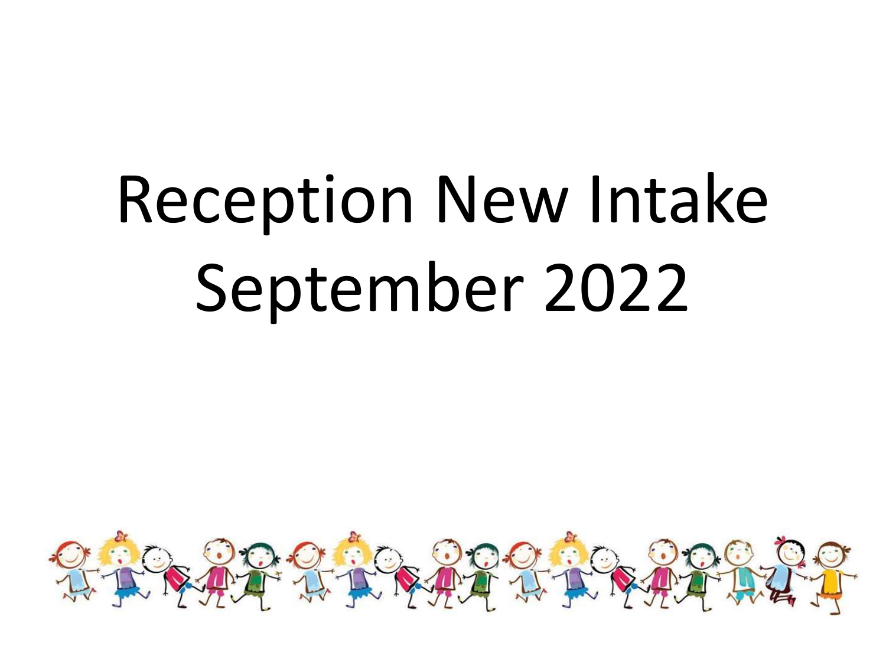# Reception New Intake September 2022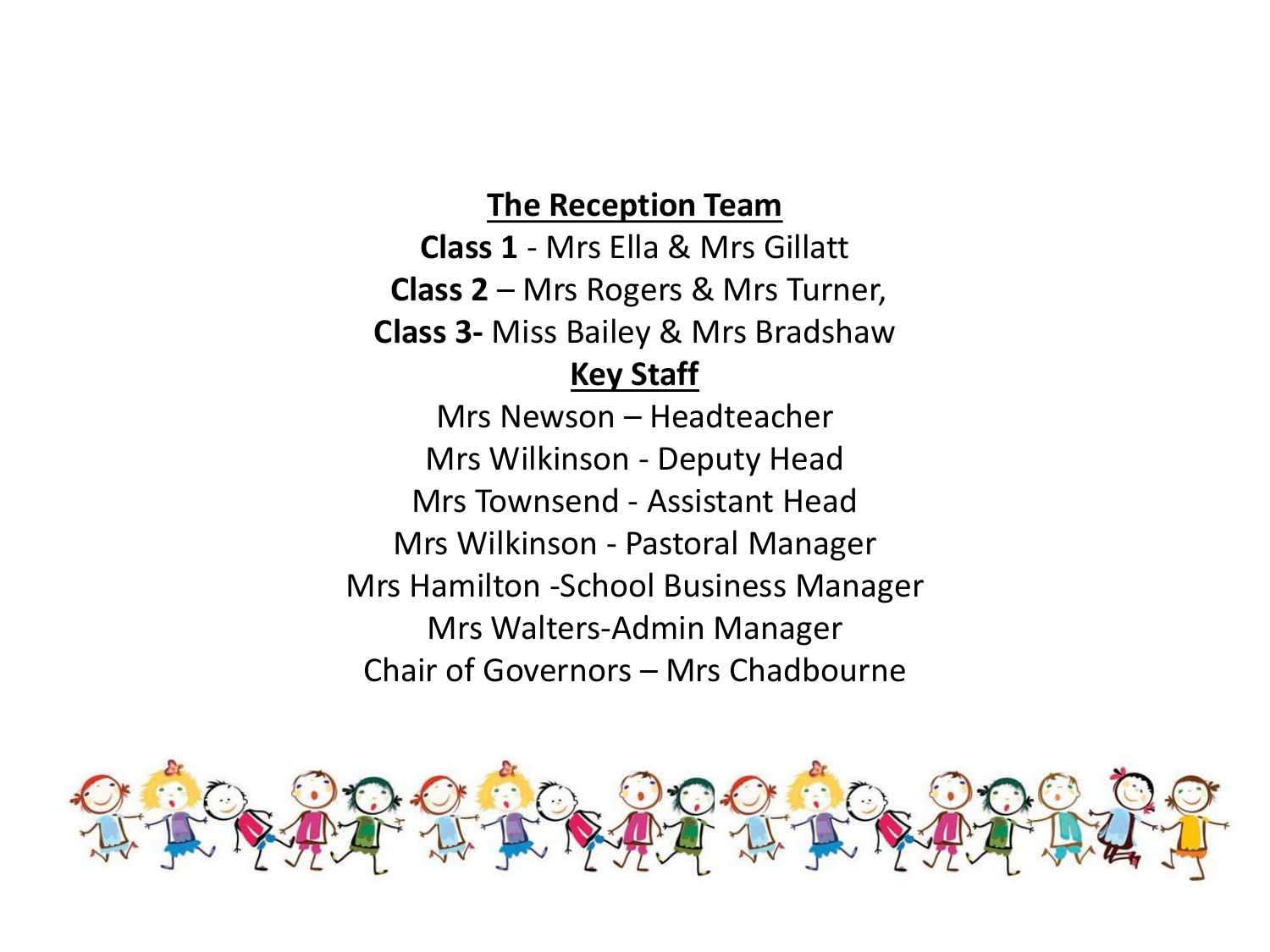**The Reception Team**

**Class 1** - Mrs Ella & Mrs Gillatt

**Class 2** – Mrs Rogers & Mrs Turner,

**Class 3-** Miss Bailey & Mrs Bradshaw

**Key Staff**

Mrs Newson – Headteacher

Mrs Wilkinson - Deputy Head

Mrs Townsend - Assistant Head

Mrs Wilkinson - Pastoral Manager

Mrs Hamilton -School Business Manager

Mrs Walters-Admin Manager

Chair of Governors – Mrs Chadbourne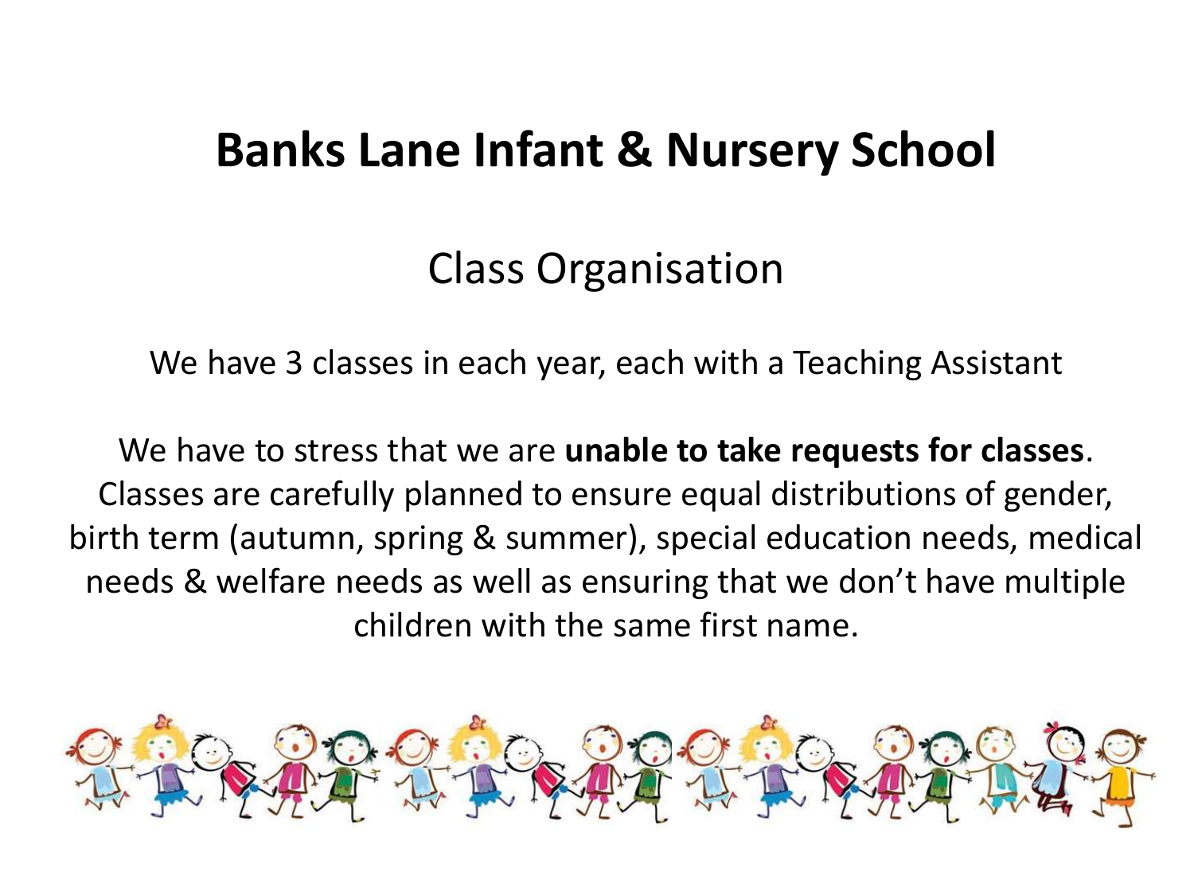# Banks Lane Infant & Nursery School

## Class Organisation

We have 3 classes in each year, each with a Teaching Assistant

We have to stress that we are **unable to take requests for classes**. Classes are carefully planned to ensure equal distributions of gender, birth term (autumn, spring & summer), special education needs, medical needs & welfare needs as well as ensuring that we don't have multiple children with the same first name.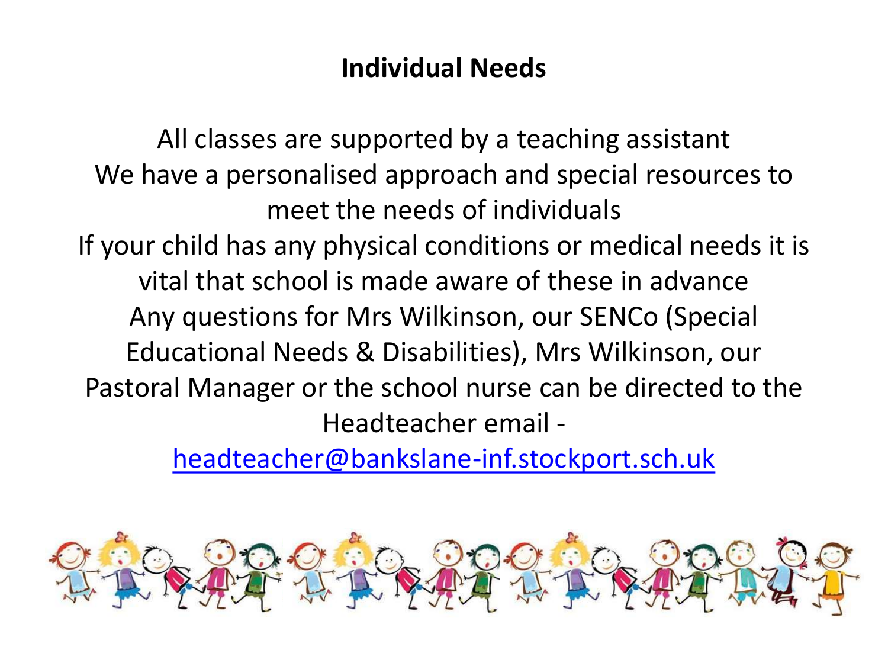# Individual Needs

All classes are supported by a teaching assistant

We have a personalised approach and special resources to meet the needs of individuals

If your child has any physical conditions or medical needs it is vital that school is made aware of these in advance

Any questions for Mrs Wilkinson, our SENCo (Special Educational Needs & Disabilities), Mrs Wilkinson, our Pastoral Manager or the school nurse can be directed to the Headteacher email - [headteacher@bankslane-inf.stockport.sch.uk](mailto:headteacher@bankslane-inf.stockport.sch.uk)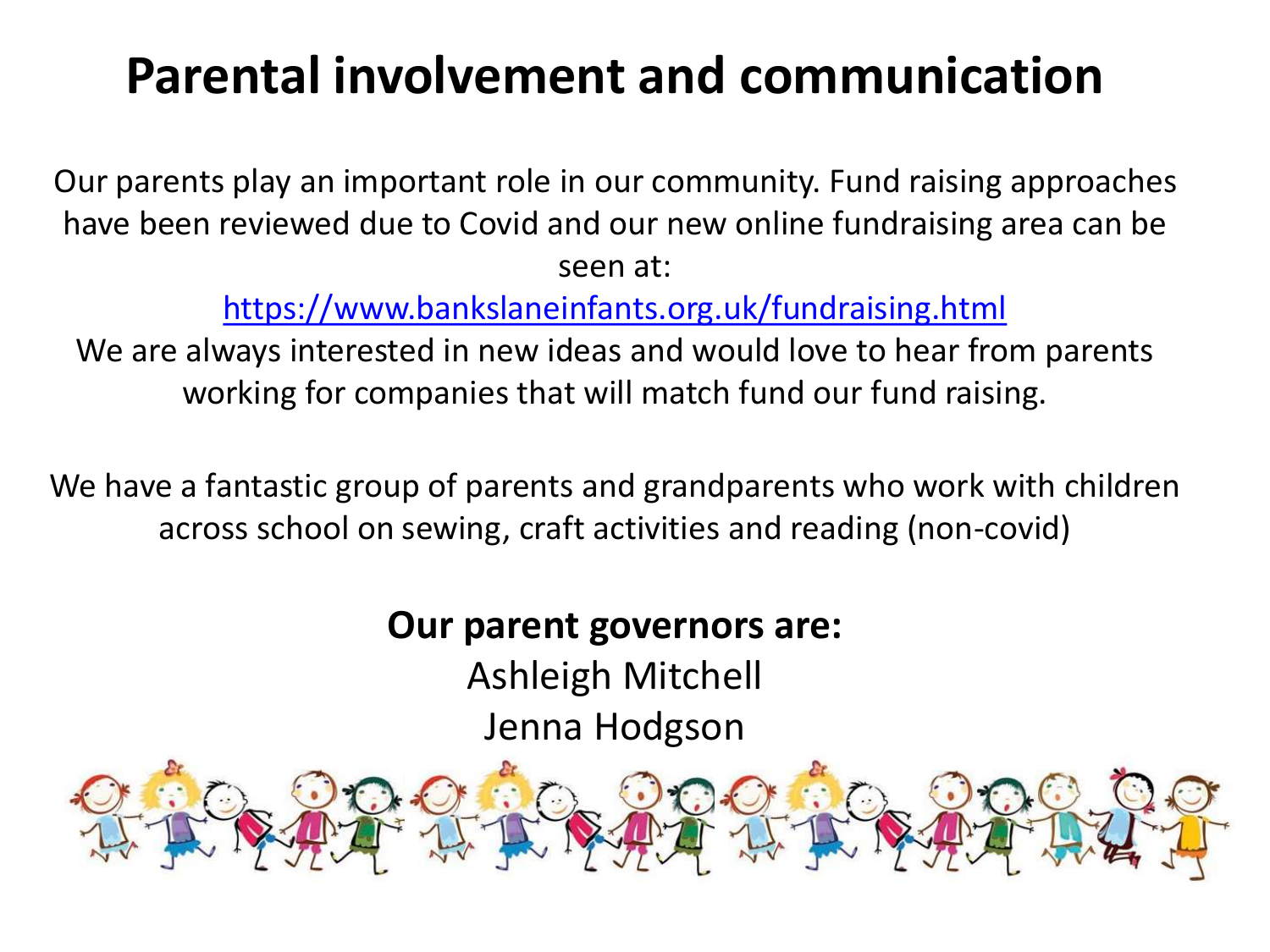# Parental involvement and communication

Our parents play an important role in our community. Fund raising approaches have been reviewed due to Covid and our new online fundraising area can be seen at:

https://www.bankslaneinfants.org.uk/fundraising.html

We are always interested in new ideas and would love to hear from parents working for companies that will match fund our fund raising.

We have a fantastic group of parents and grandparents who work with children across school on sewing, craft activities and reading (non-covid)

**Our parent governors are:**

Ashleigh Mitchell

Jenna Hodgson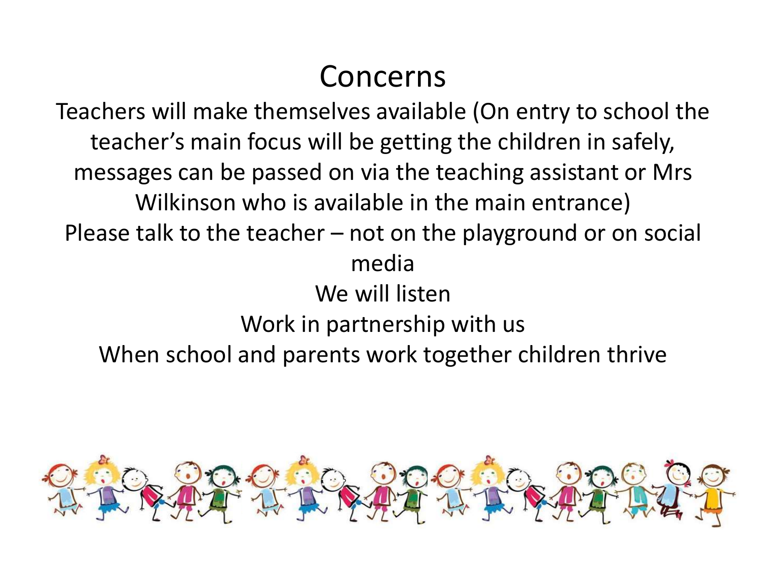# Concerns

Teachers will make themselves available (On entry to school the teacher's main focus will be getting the children in safely, messages can be passed on via the teaching assistant or Mrs Wilkinson who is available in the main entrance)

Please talk to the teacher – not on the playground or on social media

We will listen

Work in partnership with us

When school and parents work together children thrive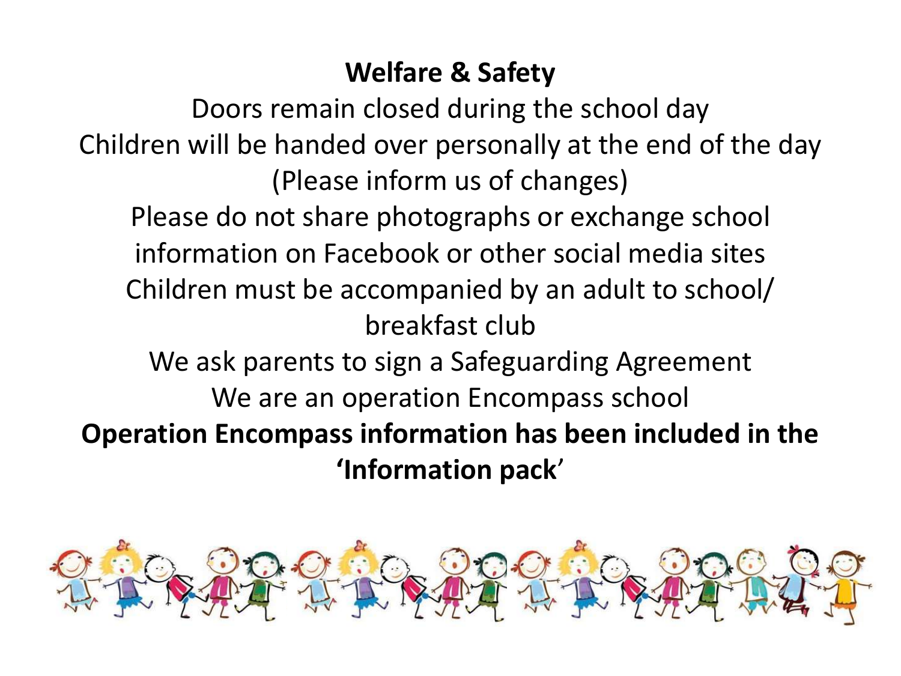## Welfare & Safety

Doors remain closed during the school day

Children will be handed over personally at the end of the day (Please inform us of changes)

Please do not share photographs or exchange school information on Facebook or other social media sites

Children must be accompanied by an adult to school/ breakfast club

We ask parents to sign a Safeguarding Agreement

We are an operation Encompass school

**Operation Encompass information has been included in the 'Information pack'**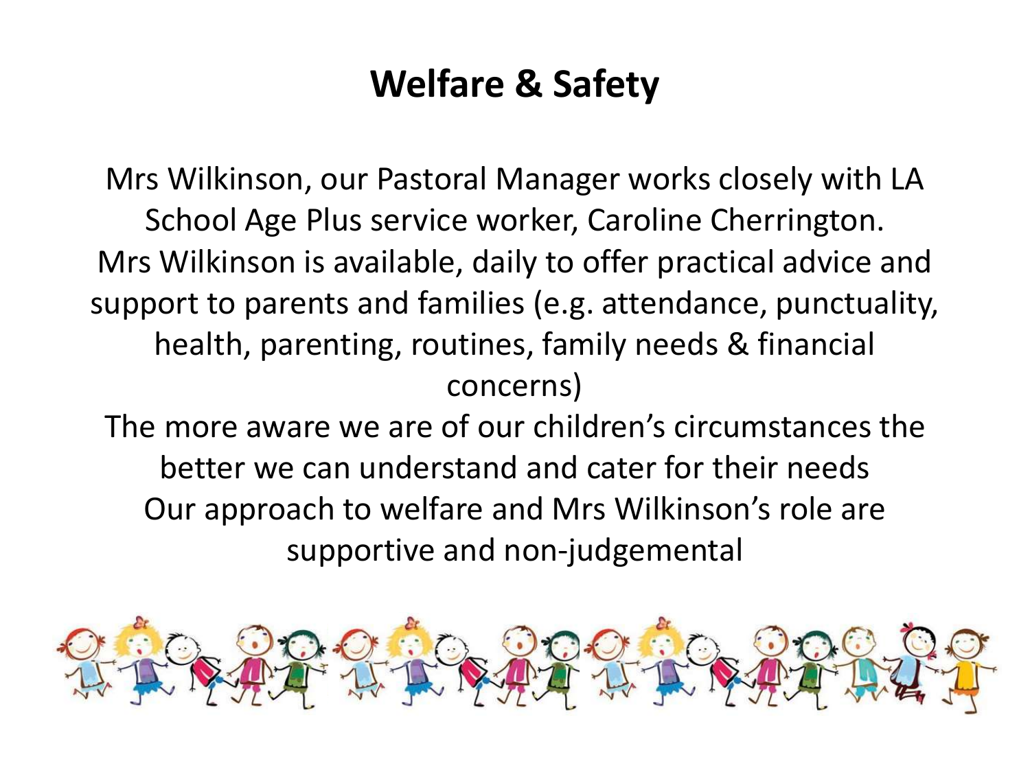# Welfare & Safety

Mrs Wilkinson, our Pastoral Manager works closely with LA School Age Plus service worker, Caroline Cherrington.

Mrs Wilkinson is available, daily to offer practical advice and support to parents and families (e.g. attendance, punctuality, health, parenting, routines, family needs & financial concerns)

The more aware we are of our children's circumstances the better we can understand and cater for their needs

Our approach to welfare and Mrs Wilkinson's role are supportive and non-judgemental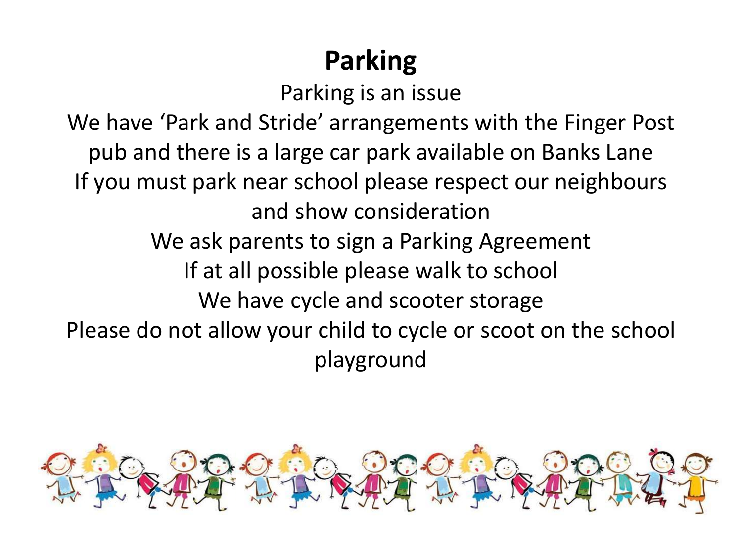# Parking

Parking is an issue

We have 'Park and Stride' arrangements with the Finger Post pub and there is a large car park available on Banks Lane

If you must park near school please respect our neighbours and show consideration

We ask parents to sign a Parking Agreement

If at all possible please walk to school

We have cycle and scooter storage

Please do not allow your child to cycle or scoot on the school playground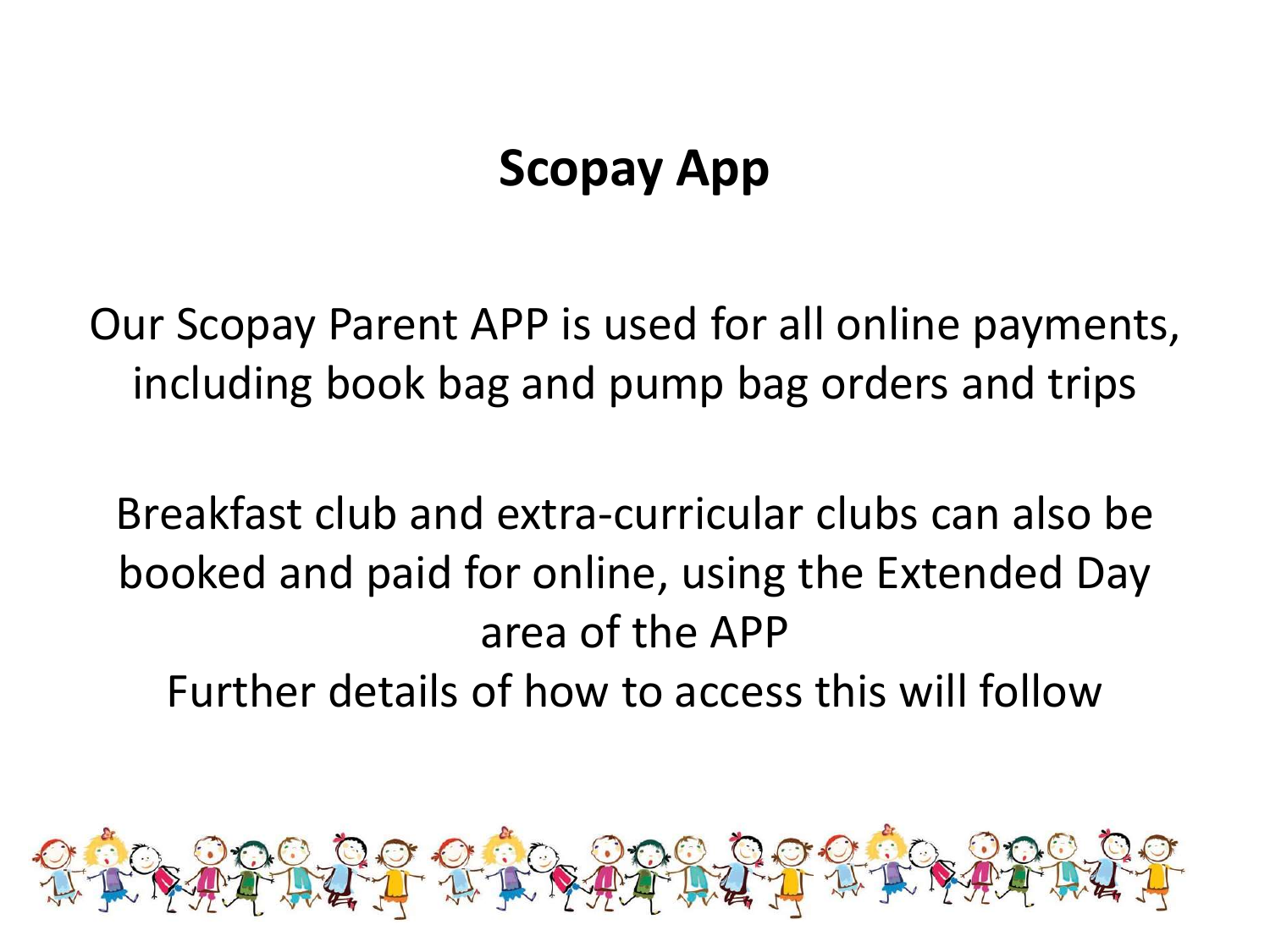# Scopay App

Our Scopay Parent APP is used for all online payments, including book bag and pump bag orders and trips

Breakfast club and extra-curricular clubs can also be booked and paid for online, using the Extended Day area of the APP

Further details of how to access this will follow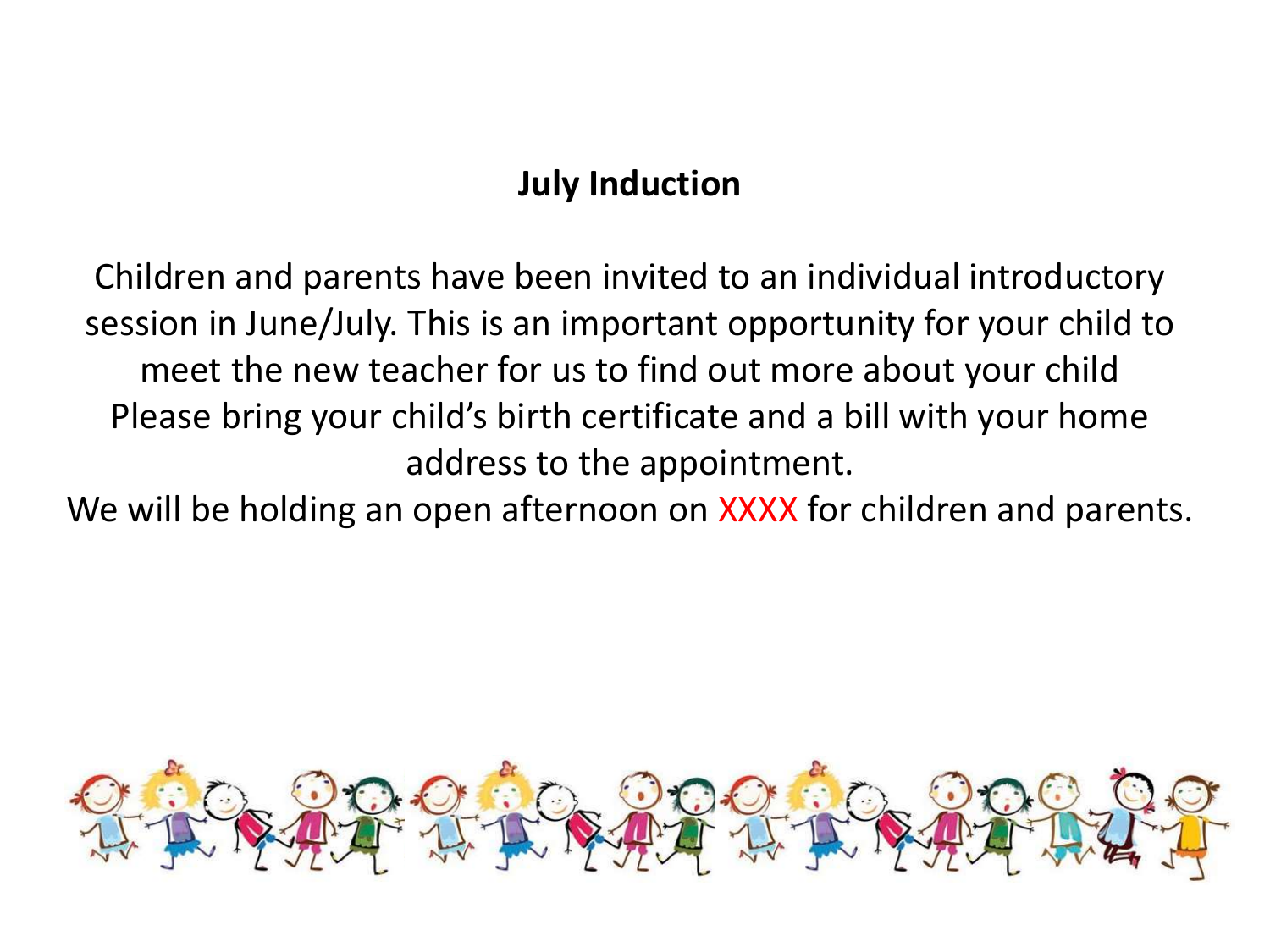**July Induction**

Children and parents have been invited to an individual introductory session in June/July. This is an important opportunity for your child to meet the new teacher for us to find out more about your child
Please bring your child's birth certificate and a bill with your home address to the appointment.
We will be holding an open afternoon on XXXX for children and parents.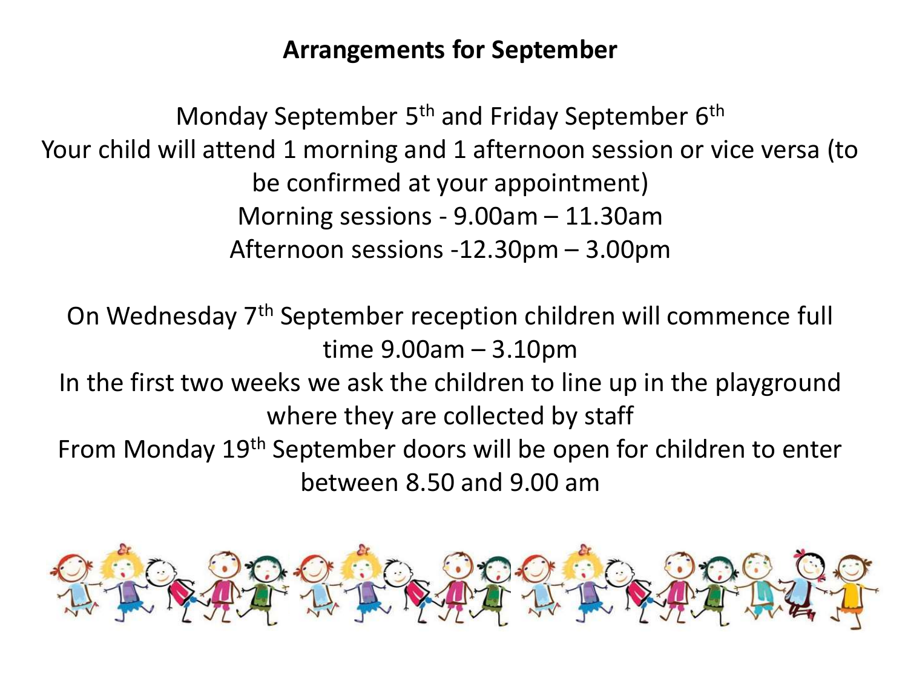# Arrangements for September

Monday September 5th and Friday September 6th
Your child will attend 1 morning and 1 afternoon session or vice versa (to be confirmed at your appointment)
Morning sessions - 9.00am – 11.30am
Afternoon sessions -12.30pm – 3.00pm

On Wednesday 7th September reception children will commence full time 9.00am – 3.10pm
In the first two weeks we ask the children to line up in the playground where they are collected by staff
From Monday 19th September doors will be open for children to enter between 8.50 and 9.00 am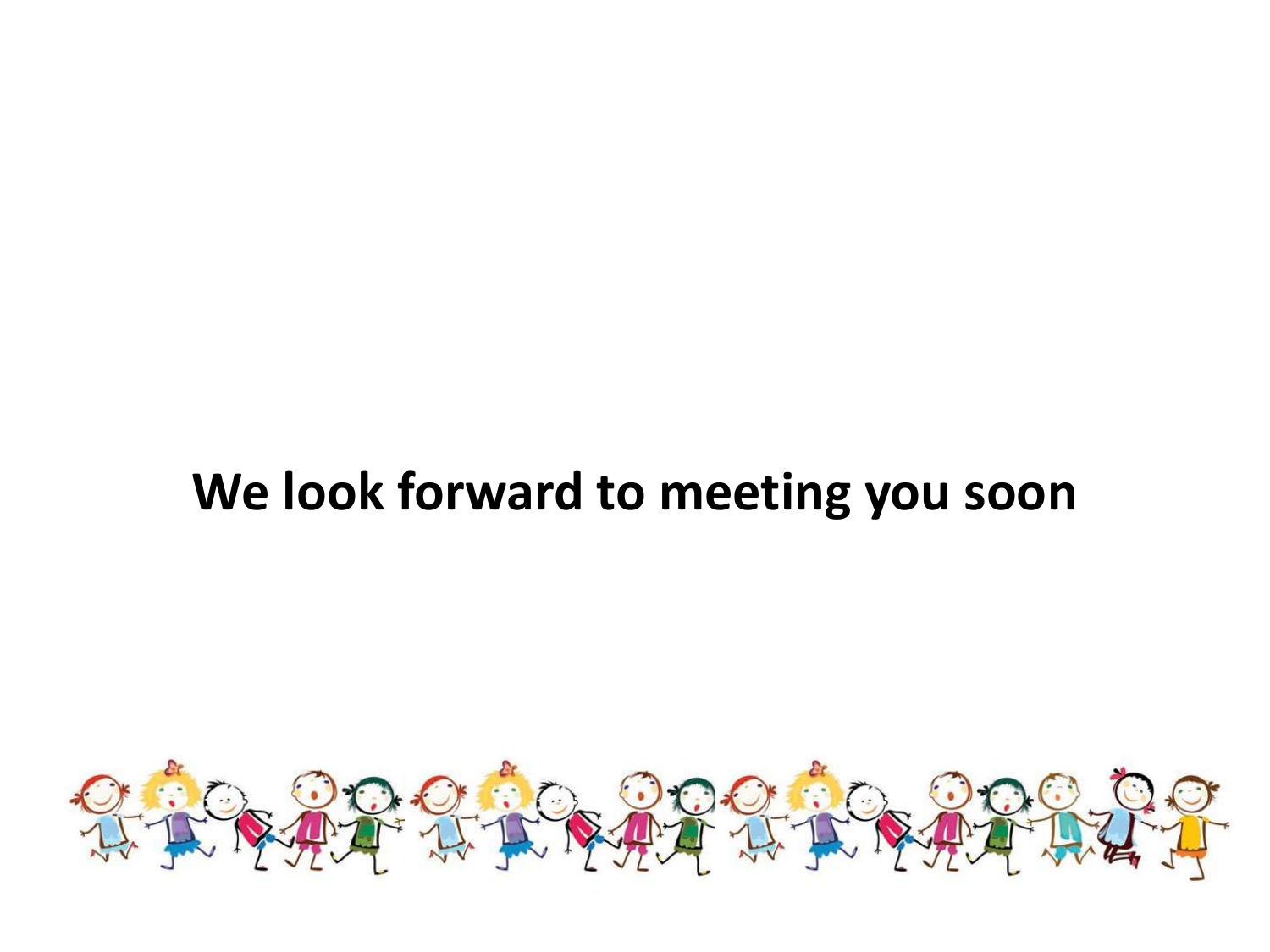**We look forward to meeting you soon**